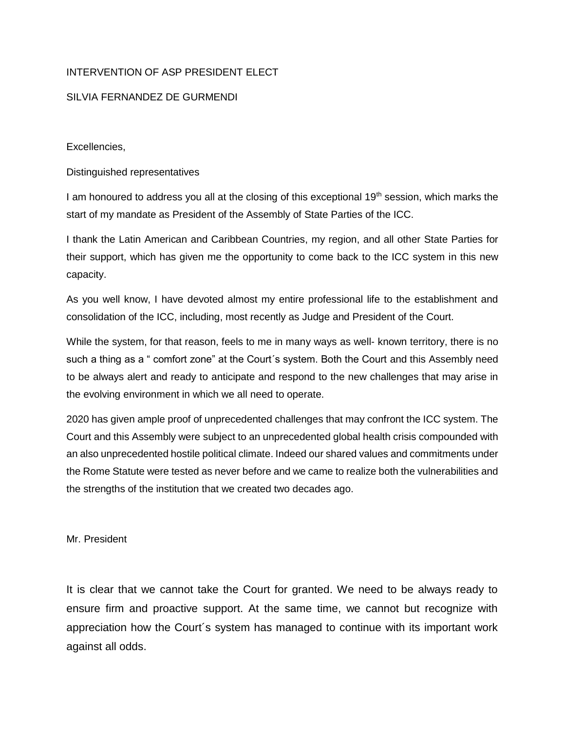INTERVENTION OF ASP PRESIDENT ELECT

SILVIA FERNANDEZ DE GURMENDI

Excellencies,

Distinguished representatives

I am honoured to address you all at the closing of this exceptional 19th session, which marks the start of my mandate as President of the Assembly of State Parties of the ICC.

I thank the Latin American and Caribbean Countries, my region, and all other State Parties for their support, which has given me the opportunity to come back to the ICC system in this new capacity.

As you well know, I have devoted almost my entire professional life to the establishment and consolidation of the ICC, including, most recently as Judge and President of the Court.

While the system, for that reason, feels to me in many ways as well- known territory, there is no such a thing as a " comfort zone" at the Court´s system. Both the Court and this Assembly need to be always alert and ready to anticipate and respond to the new challenges that may arise in the evolving environment in which we all need to operate.

2020 has given ample proof of unprecedented challenges that may confront the ICC system. The Court and this Assembly were subject to an unprecedented global health crisis compounded with an also unprecedented hostile political climate. Indeed our shared values and commitments under the Rome Statute were tested as never before and we came to realize both the vulnerabilities and the strengths of the institution that we created two decades ago.

Mr. President

It is clear that we cannot take the Court for granted. We need to be always ready to ensure firm and proactive support. At the same time, we cannot but recognize with appreciation how the Court´s system has managed to continue with its important work against all odds.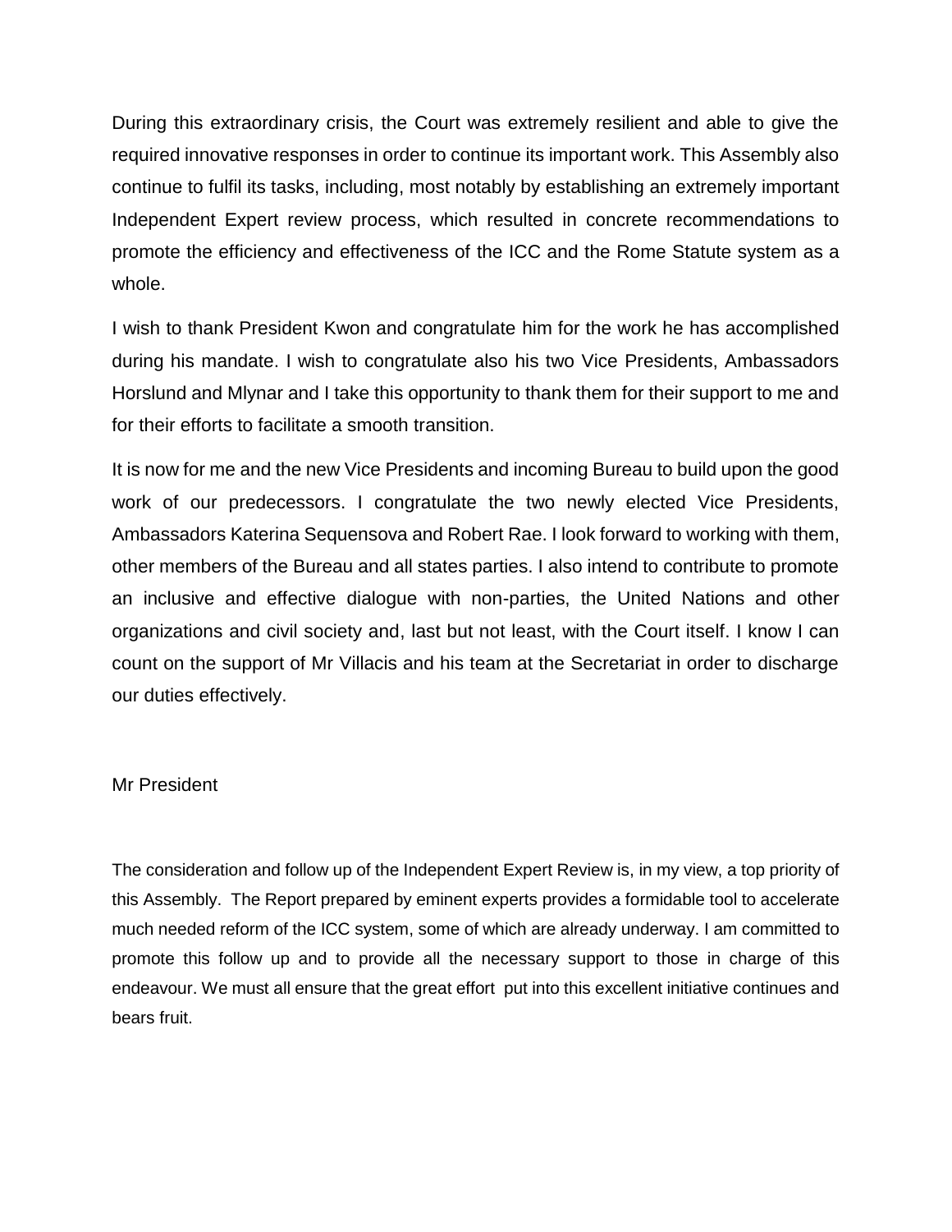During this extraordinary crisis, the Court was extremely resilient and able to give the required innovative responses in order to continue its important work. This Assembly also continue to fulfil its tasks, including, most notably by establishing an extremely important Independent Expert review process, which resulted in concrete recommendations to promote the efficiency and effectiveness of the ICC and the Rome Statute system as a whole.

I wish to thank President Kwon and congratulate him for the work he has accomplished during his mandate. I wish to congratulate also his two Vice Presidents, Ambassadors Horslund and Mlynar and I take this opportunity to thank them for their support to me and for their efforts to facilitate a smooth transition.

It is now for me and the new Vice Presidents and incoming Bureau to build upon the good work of our predecessors. I congratulate the two newly elected Vice Presidents, Ambassadors Katerina Sequensova and Robert Rae. I look forward to working with them, other members of the Bureau and all states parties. I also intend to contribute to promote an inclusive and effective dialogue with non-parties, the United Nations and other organizations and civil society and, last but not least, with the Court itself. I know I can count on the support of Mr Villacis and his team at the Secretariat in order to discharge our duties effectively.

Mr President

The consideration and follow up of the Independent Expert Review is, in my view, a top priority of this Assembly. The Report prepared by eminent experts provides a formidable tool to accelerate much needed reform of the ICC system, some of which are already underway. I am committed to promote this follow up and to provide all the necessary support to those in charge of this endeavour. We must all ensure that the great effort put into this excellent initiative continues and bears fruit.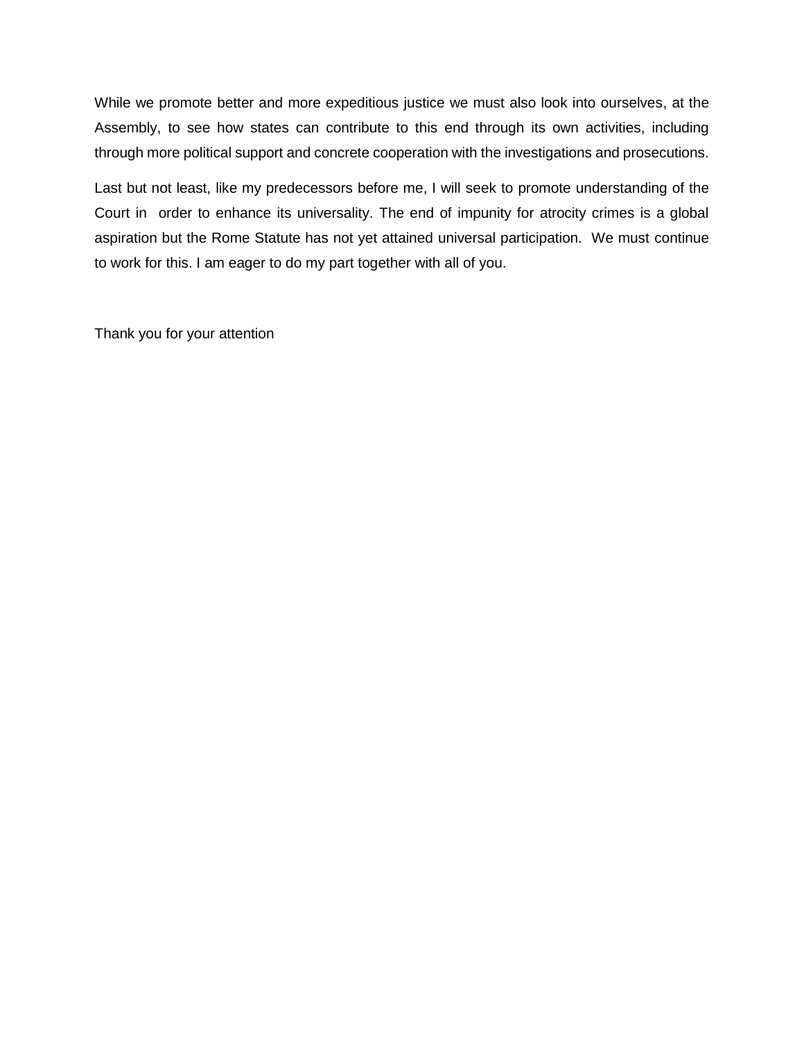While we promote better and more expeditious justice we must also look into ourselves, at the Assembly, to see how states can contribute to this end through its own activities, including through more political support and concrete cooperation with the investigations and prosecutions.

Last but not least, like my predecessors before me, I will seek to promote understanding of the Court in order to enhance its universality. The end of impunity for atrocity crimes is a global aspiration but the Rome Statute has not yet attained universal participation. We must continue to work for this. I am eager to do my part together with all of you.

Thank you for your attention